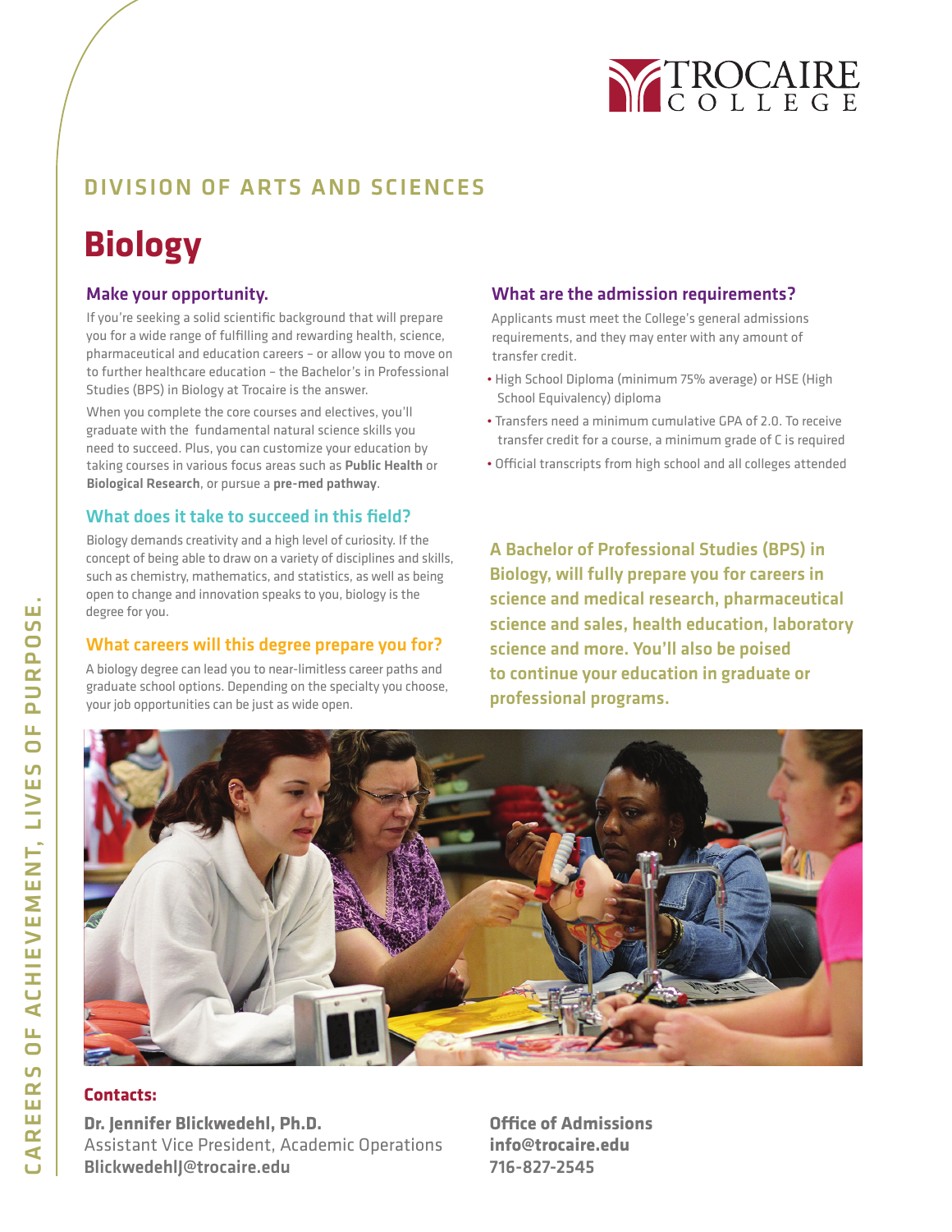TROCAIRE COLLEGE

## DIVISION OF ARTS AND SCIENCES

# Biology

### Make your opportunity.

If you're seeking a solid scientific background that will prepare you for a wide range of fulfilling and rewarding health, science, pharmaceutical and education careers – or allow you to move on to further healthcare education – the Bachelor's in Professional Studies (BPS) in Biology at Trocaire is the answer.

When you complete the core courses and electives, you'll graduate with the fundamental natural science skills you need to succeed. Plus, you can customize your education by taking courses in various focus areas such as **Public Health** or **Biological Research**, or pursue a **pre-med pathway**.

### What does it take to succeed in this field?

Biology demands creativity and a high level of curiosity. If the concept of being able to draw on a variety of disciplines and skills, such as chemistry, mathematics, and statistics, as well as being open to change and innovation speaks to you, biology is the degree for you.

### What careers will this degree prepare you for?

A biology degree can lead you to near-limitless career paths and graduate school options. Depending on the specialty you choose, your job opportunities can be just as wide open.

### What are the admission requirements?

Applicants must meet the College's general admissions requirements, and they may enter with any amount of transfer credit.

- High School Diploma (minimum 75% average) or HSE (High School Equivalency) diploma
- Transfers need a minimum cumulative GPA of 2.0. To receive transfer credit for a course, a minimum grade of C is required
- Official transcripts from high school and all colleges attended

**A Bachelor of Professional Studies (BPS) in Biology, will fully prepare you for careers in science and medical research, pharmaceutical science and sales, health education, laboratory science and more. You'll also be poised to continue your education in graduate or professional programs.**

**Contacts:**

**Dr. Jennifer Blickwedehl, Ph.D.**
Assistant Vice President, Academic Operations
**BlickwedehlJ@trocaire.edu**

**Office of Admissions**
**info@trocaire.edu**
**716-827-2545**

CAREERS OF ACHIEVEMENT, LIVES OF PURPOSE.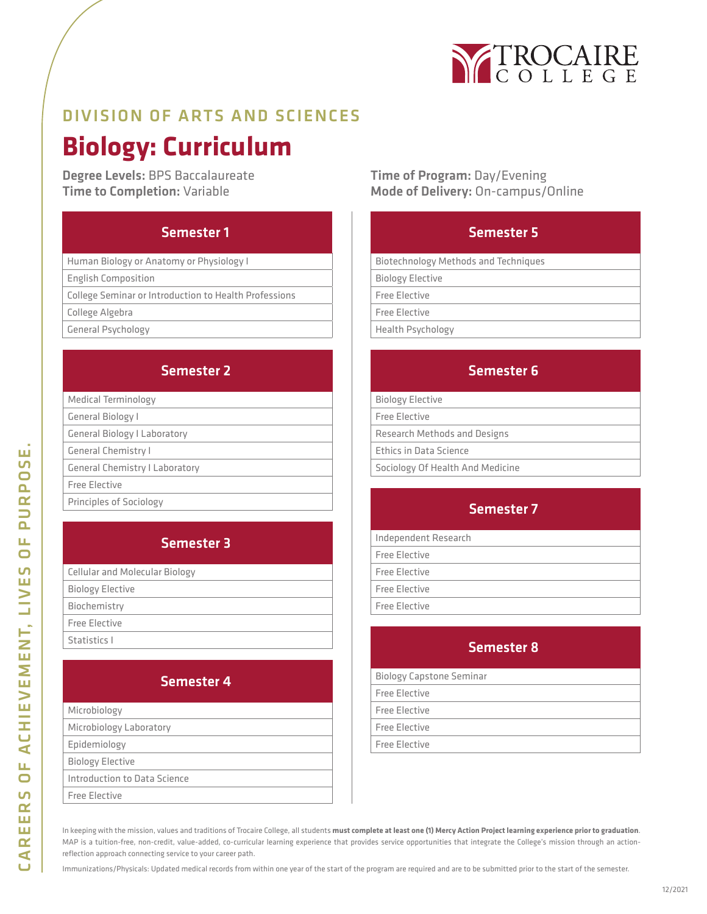DIVISION OF ARTS AND SCIENCES

# Biology: Curriculum

**Degree Levels:** BPS Baccalaureate
**Time to Completion:** Variable

**Time of Program:** Day/Evening
**Mode of Delivery:** On-campus/Online

| Semester 1 |
|---|
| Human Biology or Anatomy or Physiology I |
| English Composition |
| College Seminar or Introduction to Health Professions |
| College Algebra |
| General Psychology |

| Semester 2 |
|---|
| Medical Terminology |
| General Biology I |
| General Biology I Laboratory |
| General Chemistry I |
| General Chemistry I Laboratory |
| Free Elective |
| Principles of Sociology |

| Semester 3 |
|---|
| Cellular and Molecular Biology |
| Biology Elective |
| Biochemistry |
| Free Elective |
| Statistics I |

| Semester 4 |
|---|
| Microbiology |
| Microbiology Laboratory |
| Epidemiology |
| Biology Elective |
| Introduction to Data Science |
| Free Elective |

| Semester 5 |
|---|
| Biotechnology Methods and Techniques |
| Biology Elective |
| Free Elective |
| Free Elective |
| Health Psychology |

| Semester 6 |
|---|
| Biology Elective |
| Free Elective |
| Research Methods and Designs |
| Ethics in Data Science |
| Sociology Of Health And Medicine |

| Semester 7 |
|---|
| Independent Research |
| Free Elective |
| Free Elective |
| Free Elective |
| Free Elective |

| Semester 8 |
|---|
| Biology Capstone Seminar |
| Free Elective |
| Free Elective |
| Free Elective |
| Free Elective |

In keeping with the mission, values and traditions of Trocaire College, all students **must complete at least one (1) Mercy Action Project learning experience prior to graduation**. MAP is a tuition-free, non-credit, value-added, co-curricular learning experience that provides service opportunities that integrate the College's mission through an action-reflection approach connecting service to your career path.

Immunizations/Physicals: Updated medical records from within one year of the start of the program are required and are to be submitted prior to the start of the semester.

CAREERS OF ACHIEVEMENT, LIVES OF PURPOSE.

12/2021